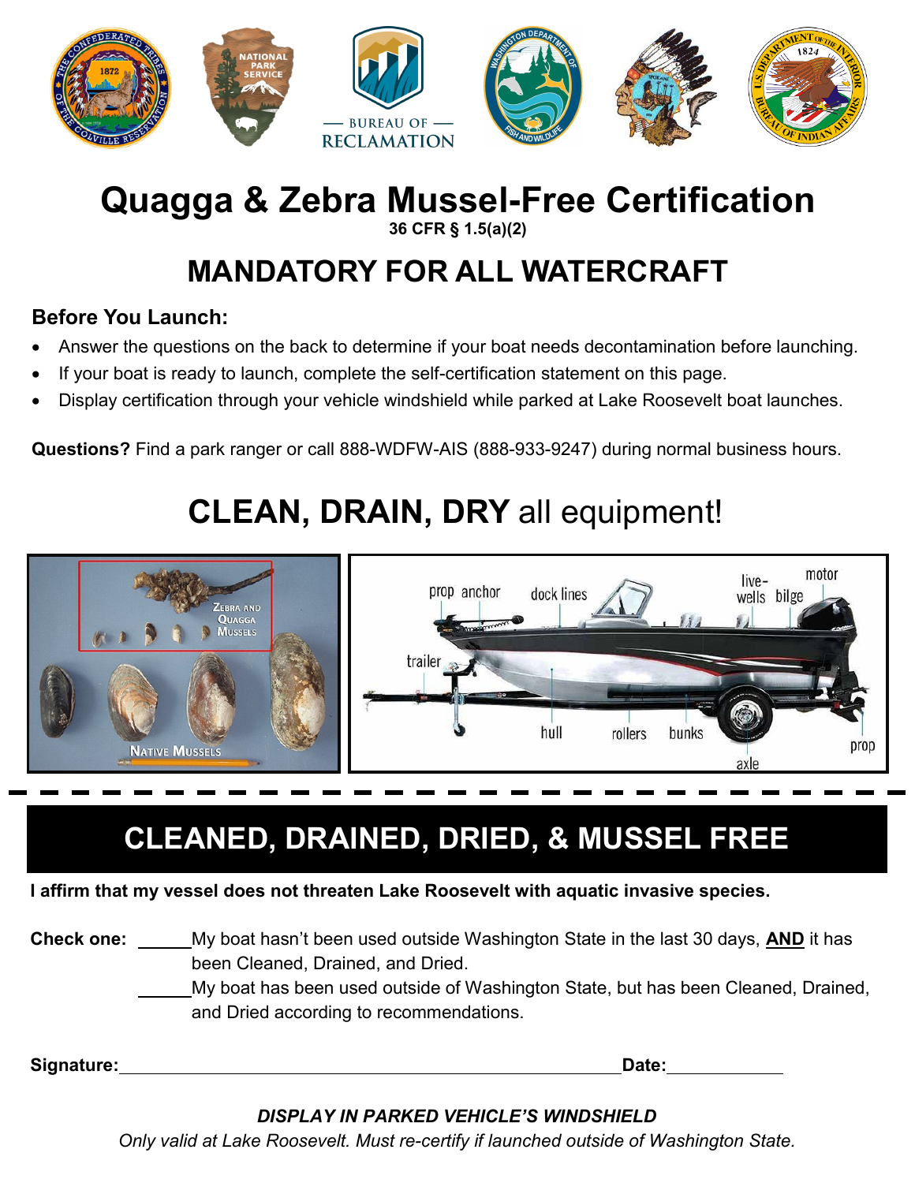# Quagga & Zebra Mussel-Free Certification

**36 CFR § 1.5(a)(2)**

## MANDATORY FOR ALL WATERCRAFT

### Before You Launch:

- Answer the questions on the back to determine if your boat needs decontamination before launching.
- If your boat is ready to launch, complete the self-certification statement on this page.
- Display certification through your vehicle windshield while parked at Lake Roosevelt boat launches.

**Questions?** Find a park ranger or call 888-WDFW-AIS (888-933-9247) during normal business hours.

## **CLEAN, DRAIN, DRY** all equipment!

## CLEANED, DRAINED, DRIED, & MUSSEL FREE

**I affirm that my vessel does not threaten Lake Roosevelt with aquatic invasive species.**

**Check one:** ______My boat hasn't been used outside Washington State in the last 30 days, **AND** it has been Cleaned, Drained, and Dried.

______My boat has been used outside of Washington State, but has been Cleaned, Drained, and Dried according to recommendations.

**Signature:**______________________________________________ **Date:**____________

***DISPLAY IN PARKED VEHICLE'S WINDSHIELD***

*Only valid at Lake Roosevelt. Must re-certify if launched outside of Washington State.*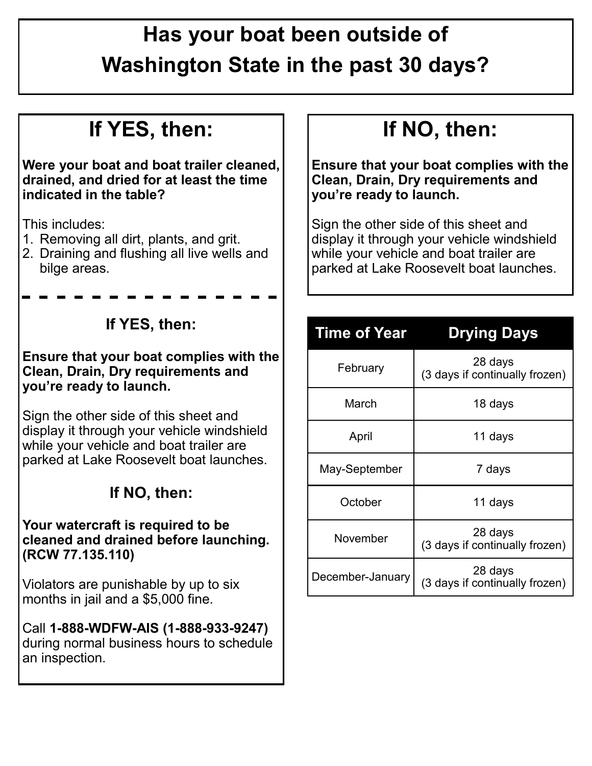# Has your boat been outside of Washington State in the past 30 days?

## If YES, then:

**Were your boat and boat trailer cleaned, drained, and dried for at least the time indicated in the table?**

This includes:

1. Removing all dirt, plants, and grit.
2. Draining and flushing all live wells and bilge areas.

---

### If YES, then:

**Ensure that your boat complies with the Clean, Drain, Dry requirements and you're ready to launch.**

Sign the other side of this sheet and display it through your vehicle windshield while your vehicle and boat trailer are parked at Lake Roosevelt boat launches.

### If NO, then:

**Your watercraft is required to be cleaned and drained before launching. (RCW 77.135.110)**

Violators are punishable by up to six months in jail and a $5,000 fine.

Call **1-888-WDFW-AIS (1-888-933-9247)** during normal business hours to schedule an inspection.

## If NO, then:

**Ensure that your boat complies with the Clean, Drain, Dry requirements and you're ready to launch.**

Sign the other side of this sheet and display it through your vehicle windshield while your vehicle and boat trailer are parked at Lake Roosevelt boat launches.

| Time of Year | Drying Days |
|---|---|
| February | 28 days (3 days if continually frozen) |
| March | 18 days |
| April | 11 days |
| May-September | 7 days |
| October | 11 days |
| November | 28 days (3 days if continually frozen) |
| December-January | 28 days (3 days if continually frozen) |